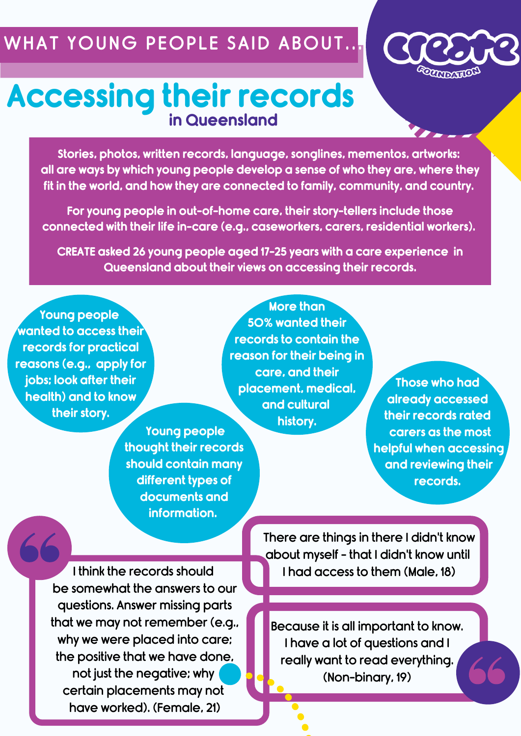WHAT YOUNG PEOPLE SAID ABOUT...

CREATE FOUNDATION

# Accessing their records

## in Queensland

**Stories, photos, written records, language, songlines, mementos, artworks: all are ways by which young people develop a sense of who they are, where they fit in the world, and how they are connected to family, community, and country.**

**For young people in out-of-home care, their story-tellers include those connected with their life in-care (e.g., caseworkers, carers, residential workers).**

**CREATE asked 26 young people aged 17-25 years with a care experience in Queensland about their views on accessing their records.**

Young people wanted to access their records for practical reasons (e.g., apply for jobs; look after their health) and to know their story.

Young people thought their records should contain many different types of documents and information.

More than 50% wanted their records to contain the reason for their being in care, and their placement, medical, and cultural history.

Those who had already accessed their records rated carers as the most helpful when accessing and reviewing their records.

> I think the records should be somewhat the answers to our questions. Answer missing parts that we may not remember (e.g., why we were placed into care; the positive that we have done, not just the negative; why certain placements may not have worked). (Female, 21)

> There are things in there I didn't know about myself - that I didn't know until I had access to them (Male, 18)

> Because it is all important to know. I have a lot of questions and I really want to read everything. (Non-binary, 19)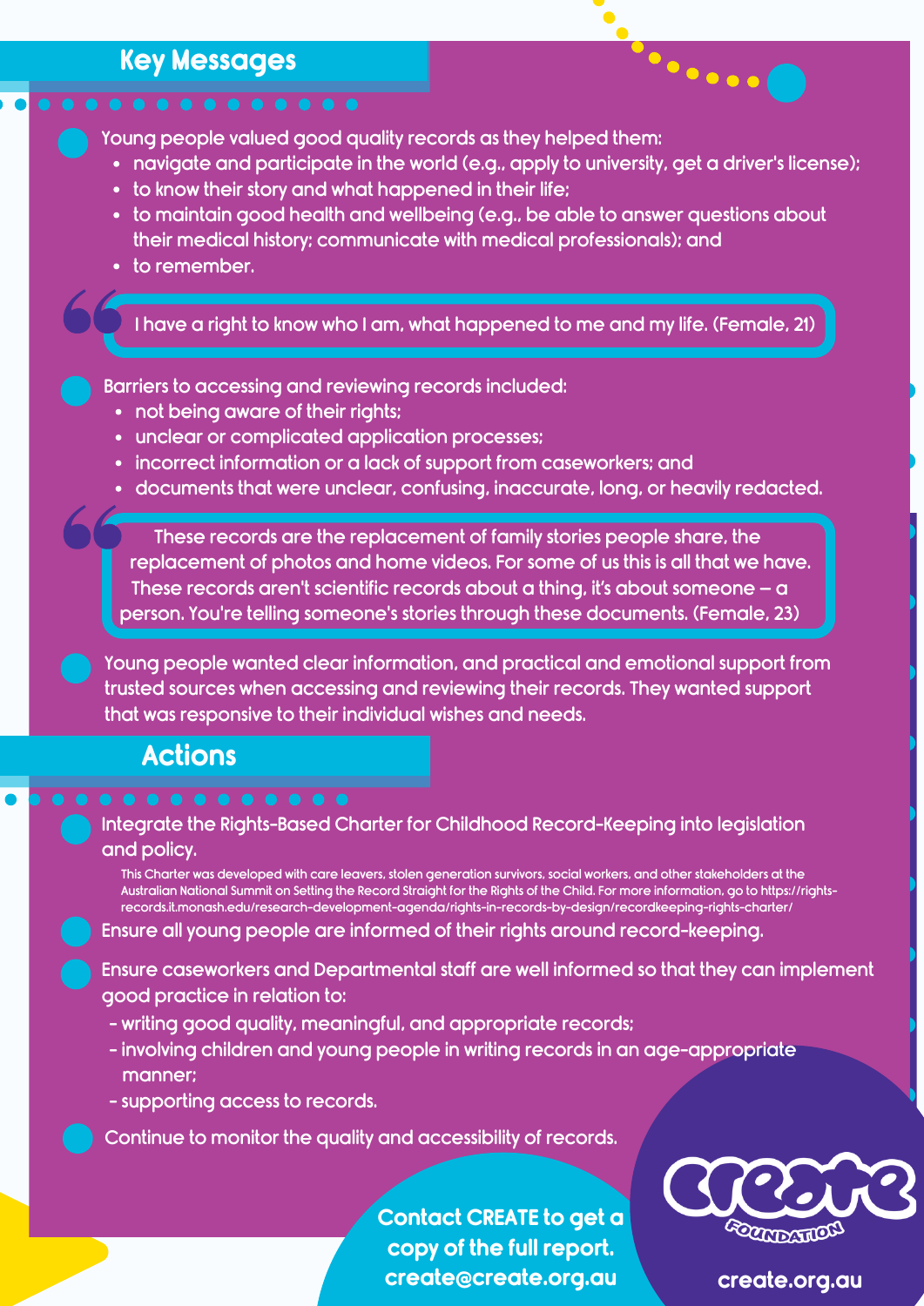## Key Messages

- Young people valued good quality records as they helped them:
  - navigate and participate in the world (e.g., apply to university, get a driver's license);
  - to know their story and what happened in their life;
  - to maintain good health and wellbeing (e.g., be able to answer questions about their medical history; communicate with medical professionals); and
  - to remember.

> I have a right to know who I am, what happened to me and my life. (Female, 21)

- Barriers to accessing and reviewing records included:
  - not being aware of their rights;
  - unclear or complicated application processes;
  - incorrect information or a lack of support from caseworkers; and
  - documents that were unclear, confusing, inaccurate, long, or heavily redacted.

> These records are the replacement of family stories people share, the replacement of photos and home videos. For some of us this is all that we have. These records aren't scientific records about a thing, it's about someone – a person. You're telling someone's stories through these documents. (Female, 23)

- Young people wanted clear information, and practical and emotional support from trusted sources when accessing and reviewing their records. They wanted support that was responsive to their individual wishes and needs.

## Actions

- Integrate the Rights-Based Charter for Childhood Record-Keeping into legislation and policy.

  This Charter was developed with care leavers, stolen generation survivors, social workers, and other stakeholders at the Australian National Summit on Setting the Record Straight for the Rights of the Child. For more information, go to https://rights-records.it.monash.edu/research-development-agenda/rights-in-records-by-design/recordkeeping-rights-charter/

- Ensure all young people are informed of their rights around record-keeping.
- Ensure caseworkers and Departmental staff are well informed so that they can implement good practice in relation to:
  - writing good quality, meaningful, and appropriate records;
  - involving children and young people in writing records in an age-appropriate manner;
  - supporting access to records.
- Continue to monitor the quality and accessibility of records.

**Contact CREATE to get a copy of the full report. create@create.org.au**

CREATE FOUNDATION

create.org.au